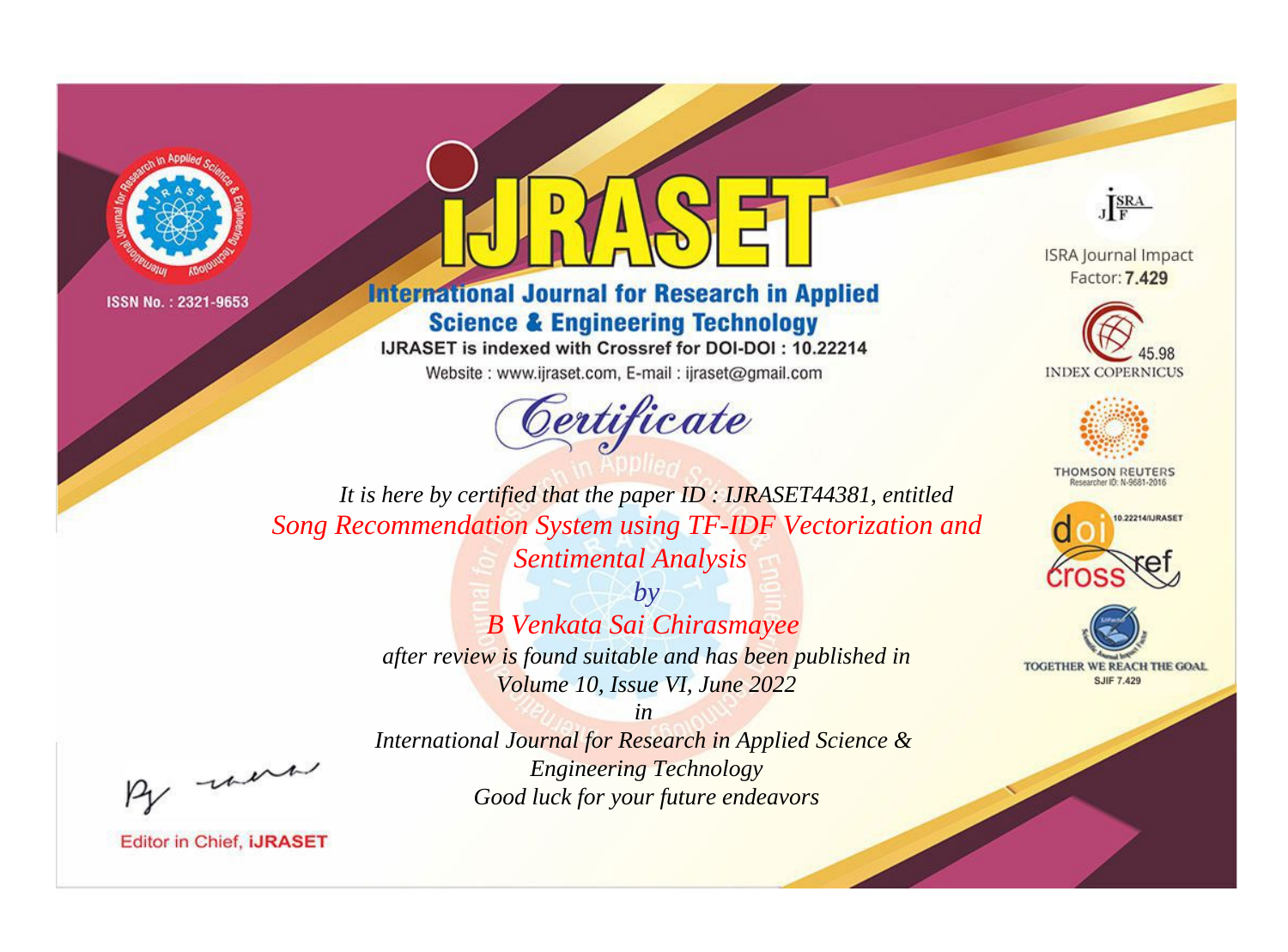ISSN No. : 2321-9653

# iJRASET

## International Journal for Research in Applied Science & Engineering Technology

IJRASET is indexed with Crossref for DOI-DOI : 10.22214

Website : www.ijraset.com, E-mail : ijraset@gmail.com

# Certificate

*It is here by certified that the paper ID : IJRASET44381, entitled*

*Song Recommendation System using TF-IDF Vectorization and Sentimental Analysis*

*by*

*B Venkata Sai Chirasmayee*

*after review is found suitable and has been published in*

*Volume 10, Issue VI, June 2022*

*in*

*International Journal for Research in Applied Science & Engineering Technology*

*Good luck for your future endeavors*

ISRA Journal Impact Factor: **7.429**

45.98 INDEX COPERNICUS

THOMSON REUTERS Researcher ID: N-9681-2016

10.22214/IJRASET

TOGETHER WE REACH THE GOAL SJIF 7.429

Editor in Chief, **iJRASET**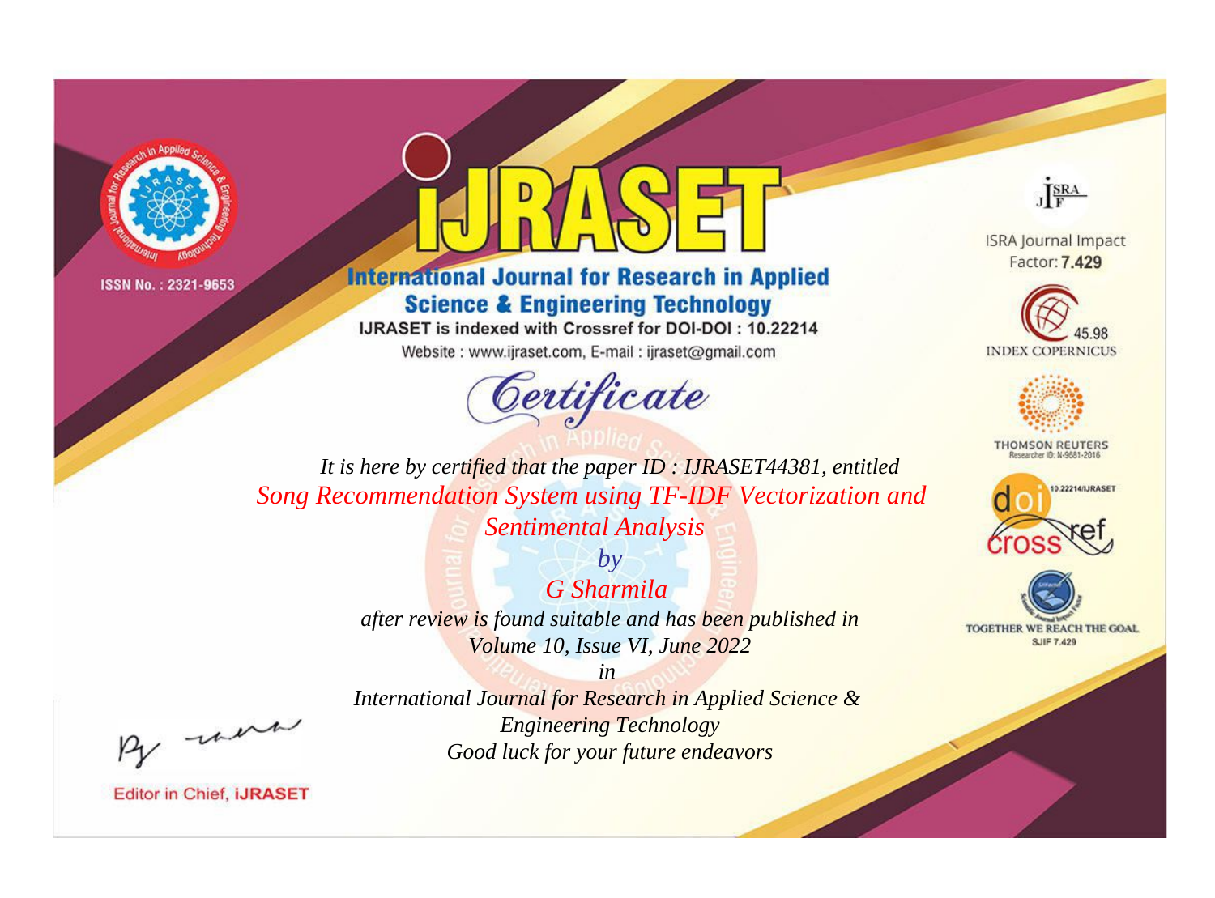ISSN No. : 2321-9653

# iJRASET

## International Journal for Research in Applied Science & Engineering Technology

IJRASET is indexed with Crossref for DOI-DOI : 10.22214

Website : www.ijraset.com, E-mail : ijraset@gmail.com

ISRA Journal Impact Factor: **7.429**

45.98 INDEX COPERNICUS

THOMSON REUTERS Researcher ID: N-9681-2016

10.22214/IJRASET

TOGETHER WE REACH THE GOAL SJIF 7.429

# *Certificate*

*It is here by certified that the paper ID : IJRASET44381, entitled*

*Song Recommendation System using TF-IDF Vectorization and Sentimental Analysis*

*by*

*G Sharmila*

*after review is found suitable and has been published in*

*Volume 10, Issue VI, June 2022*

*in*

*International Journal for Research in Applied Science & Engineering Technology*

*Good luck for your future endeavors*

Editor in Chief, **iJRASET**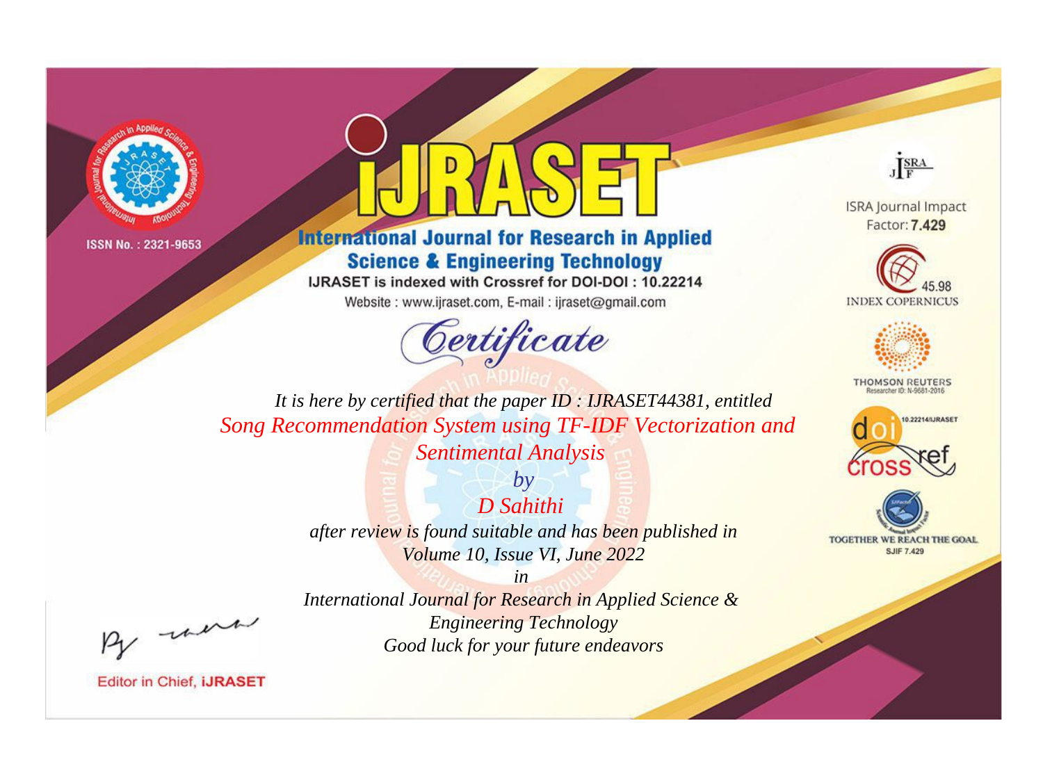ISSN No. : 2321-9653

# IJRASET

## International Journal for Research in Applied Science & Engineering Technology

IJRASET is indexed with Crossref for DOI-DOI : 10.22214

Website : www.ijraset.com, E-mail : ijraset@gmail.com

*Certificate*

*It is here by certified that the paper ID : IJRASET44381, entitled*

*Song Recommendation System using TF-IDF Vectorization and Sentimental Analysis*

*by*

*D Sahithi*

*after review is found suitable and has been published in*

*Volume 10, Issue VI, June 2022*

*in*

*International Journal for Research in Applied Science & Engineering Technology*

*Good luck for your future endeavors*

ISRA Journal Impact Factor: **7.429**

45.98 INDEX COPERNICUS

THOMSON REUTERS Researcher ID: N-9681-2016

10.22214/IJRASET

TOGETHER WE REACH THE GOAL SJIF 7.429

Editor in Chief, **iJRASET**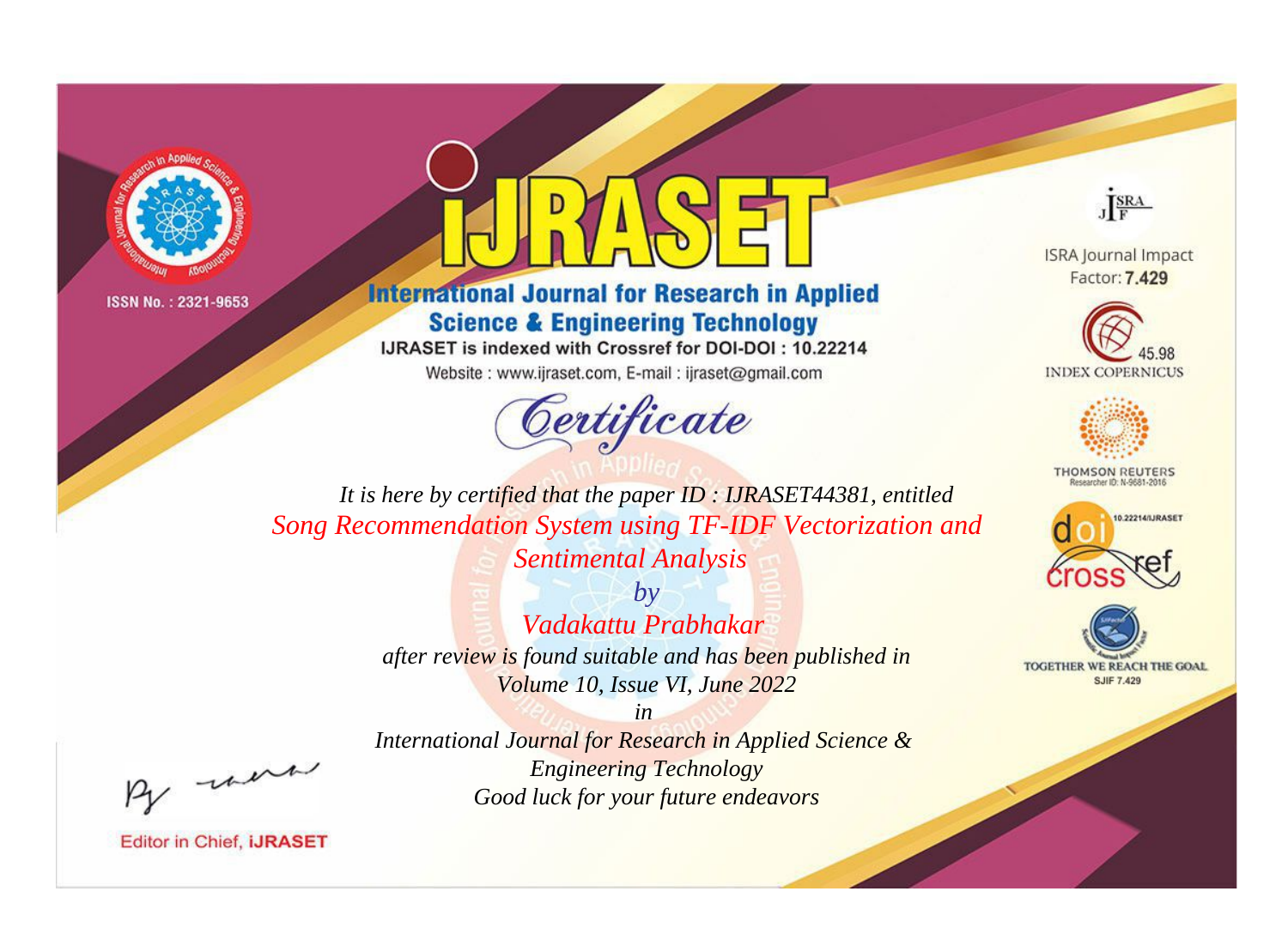ISSN No. : 2321-9653

# IJRASET

## International Journal for Research in Applied Science & Engineering Technology

IJRASET is indexed with Crossref for DOI-DOI : 10.22214

Website : www.ijraset.com, E-mail : ijraset@gmail.com

ISRA Journal Impact Factor: **7.429**

45.98 INDEX COPERNICUS

THOMSON REUTERS Researcher ID: N-9681-2016

10.22214/IJRASET

TOGETHER WE REACH THE GOAL SJIF 7.429

# *Certificate*

*It is here by certified that the paper ID : IJRASET44381, entitled*

*Song Recommendation System using TF-IDF Vectorization and Sentimental Analysis*

*by*

*Vadakattu Prabhakar*

*after review is found suitable and has been published in*

*Volume 10, Issue VI, June 2022*

*in*

*International Journal for Research in Applied Science & Engineering Technology*

*Good luck for your future endeavors*

Editor in Chief, **iJRASET**